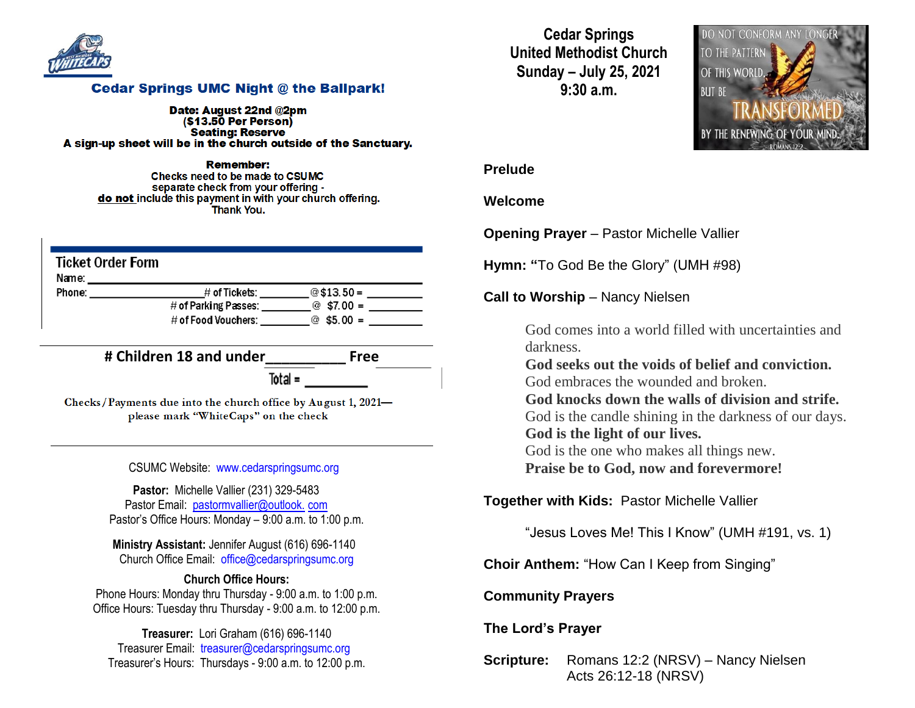## Cedar Springs UMC Night @ the Ballpark!

**Date: August 22nd @2pm**
**($13.50 Per Person)**
**Seating: Reserve**
**A sign-up sheet will be in the church outside of the Sanctuary.**

**Remember:**
Checks need to be made to CSUMC
separate check from your offering -
**do not** include this payment in with your church offering.
Thank You.

### Ticket Order Form

Name: ____________________________________________

Phone: ____________________ # of Tickets: ________ @$13.50 = ________

# of Parking Passes: ________ @ $7.00 = ________

# of Food Vouchers: ________ @ $5.00 = ________

**# Children 18 and under__________ Free**

Total = ________

Checks/Payments due into the church office by August 1, 2021—
please mark "WhiteCaps" on the check

CSUMC Website: www.cedarspringsumc.org

**Pastor:** Michelle Vallier (231) 329-5483
Pastor Email: pastormvallier@outlook. com
Pastor's Office Hours: Monday – 9:00 a.m. to 1:00 p.m.

**Ministry Assistant:** Jennifer August (616) 696-1140
Church Office Email: office@cedarspringsumc.org

**Church Office Hours:**
Phone Hours: Monday thru Thursday - 9:00 a.m. to 1:00 p.m.
Office Hours: Tuesday thru Thursday - 9:00 a.m. to 12:00 p.m.

**Treasurer:** Lori Graham (616) 696-1140
Treasurer Email: treasurer@cedarspringsumc.org
Treasurer's Hours: Thursdays - 9:00 a.m. to 12:00 p.m.

# Cedar Springs United Methodist Church
## Sunday – July 25, 2021
## 9:30 a.m.

DO NOT CONFORM ANY LONGER TO THE PATTERN OF THIS WORLD, BUT BE TRANSFORMED BY THE RENEWING OF YOUR MIND. ROMANS 12:2

**Prelude**

**Welcome**

**Opening Prayer** – Pastor Michelle Vallier

**Hymn: "**To God Be the Glory" (UMH #98)

**Call to Worship** – Nancy Nielsen

> God comes into a world filled with uncertainties and darkness.
> **God seeks out the voids of belief and conviction.**
> God embraces the wounded and broken.
> **God knocks down the walls of division and strife.**
> God is the candle shining in the darkness of our days.
> **God is the light of our lives.**
> God is the one who makes all things new.
> **Praise be to God, now and forevermore!**

**Together with Kids:** Pastor Michelle Vallier

> "Jesus Loves Me! This I Know" (UMH #191, vs. 1)

**Choir Anthem:** "How Can I Keep from Singing"

**Community Prayers**

**The Lord's Prayer**

**Scripture:** Romans 12:2 (NRSV) – Nancy Nielsen
Acts 26:12-18 (NRSV)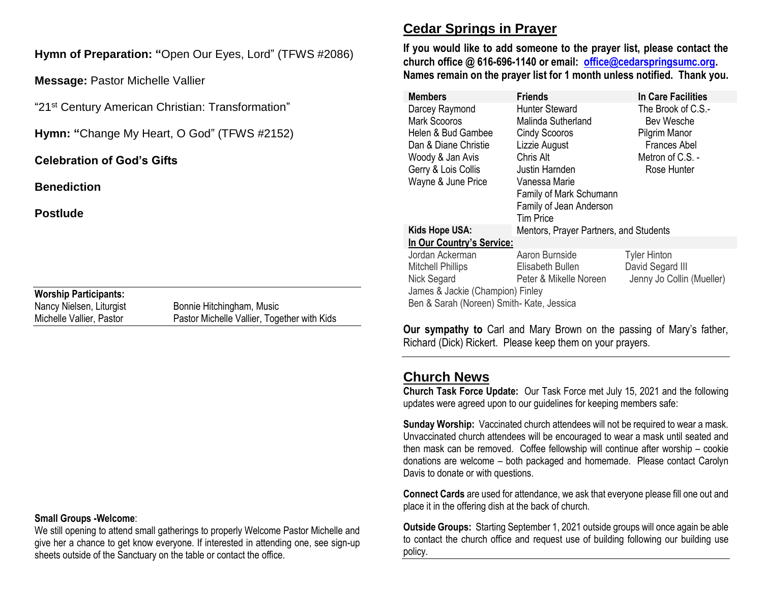**Hymn of Preparation: "**Open Our Eyes, Lord" (TFWS #2086)

**Message:** Pastor Michelle Vallier

"21st Century American Christian: Transformation"

**Hymn: "**Change My Heart, O God" (TFWS #2152)

**Celebration of God's Gifts**

**Benediction**

**Postlude**

**Worship Participants:**

| | |
|---|---|
| Nancy Nielsen, Liturgist | Bonnie Hitchingham, Music |
| Michelle Vallier, Pastor | Pastor Michelle Vallier, Together with Kids |

**Small Groups -Welcome**:
We still opening to attend small gatherings to properly Welcome Pastor Michelle and give her a chance to get know everyone. If interested in attending one, see sign-up sheets outside of the Sanctuary on the table or contact the office.

## Cedar Springs in Prayer

**If you would like to add someone to the prayer list, please contact the church office @ 616-696-1140 or email: office@cedarspringsumc.org. Names remain on the prayer list for 1 month unless notified. Thank you.**

| Members | Friends | In Care Facilities |
|---|---|---|
| Darcey Raymond | Hunter Steward | The Brook of C.S.- Bev Wesche |
| Mark Scooros | Malinda Sutherland | Pilgrim Manor Frances Abel |
| Helen & Bud Gambee | Cindy Scooros | Metron of C.S. - Rose Hunter |
| Dan & Diane Christie | Lizzie August | |
| Woody & Jan Avis | Chris Alt | |
| Gerry & Lois Collis | Justin Harnden | |
| Wayne & June Price | Vanessa Marie | |
| | Family of Mark Schumann | |
| | Family of Jean Anderson | |
| | Tim Price | |
| **Kids Hope USA:** | Mentors, Prayer Partners, and Students | |
| **In Our Country's Service:** | | |
| Jordan Ackerman | Aaron Burnside | Tyler Hinton |
| Mitchell Phillips | Elisabeth Bullen | David Segard III |
| Nick Segard | Peter & Mikelle Noreen | Jenny Jo Collin (Mueller) |
| James & Jackie (Champion) Finley | | |
| Ben & Sarah (Noreen) Smith- Kate, Jessica | | |

**Our sympathy to** Carl and Mary Brown on the passing of Mary's father, Richard (Dick) Rickert. Please keep them on your prayers.

## Church News

**Church Task Force Update:** Our Task Force met July 15, 2021 and the following updates were agreed upon to our guidelines for keeping members safe:

**Sunday Worship:** Vaccinated church attendees will not be required to wear a mask. Unvaccinated church attendees will be encouraged to wear a mask until seated and then mask can be removed. Coffee fellowship will continue after worship – cookie donations are welcome – both packaged and homemade. Please contact Carolyn Davis to donate or with questions.

**Connect Cards** are used for attendance, we ask that everyone please fill one out and place it in the offering dish at the back of church.

**Outside Groups:** Starting September 1, 2021 outside groups will once again be able to contact the church office and request use of building following our building use policy.